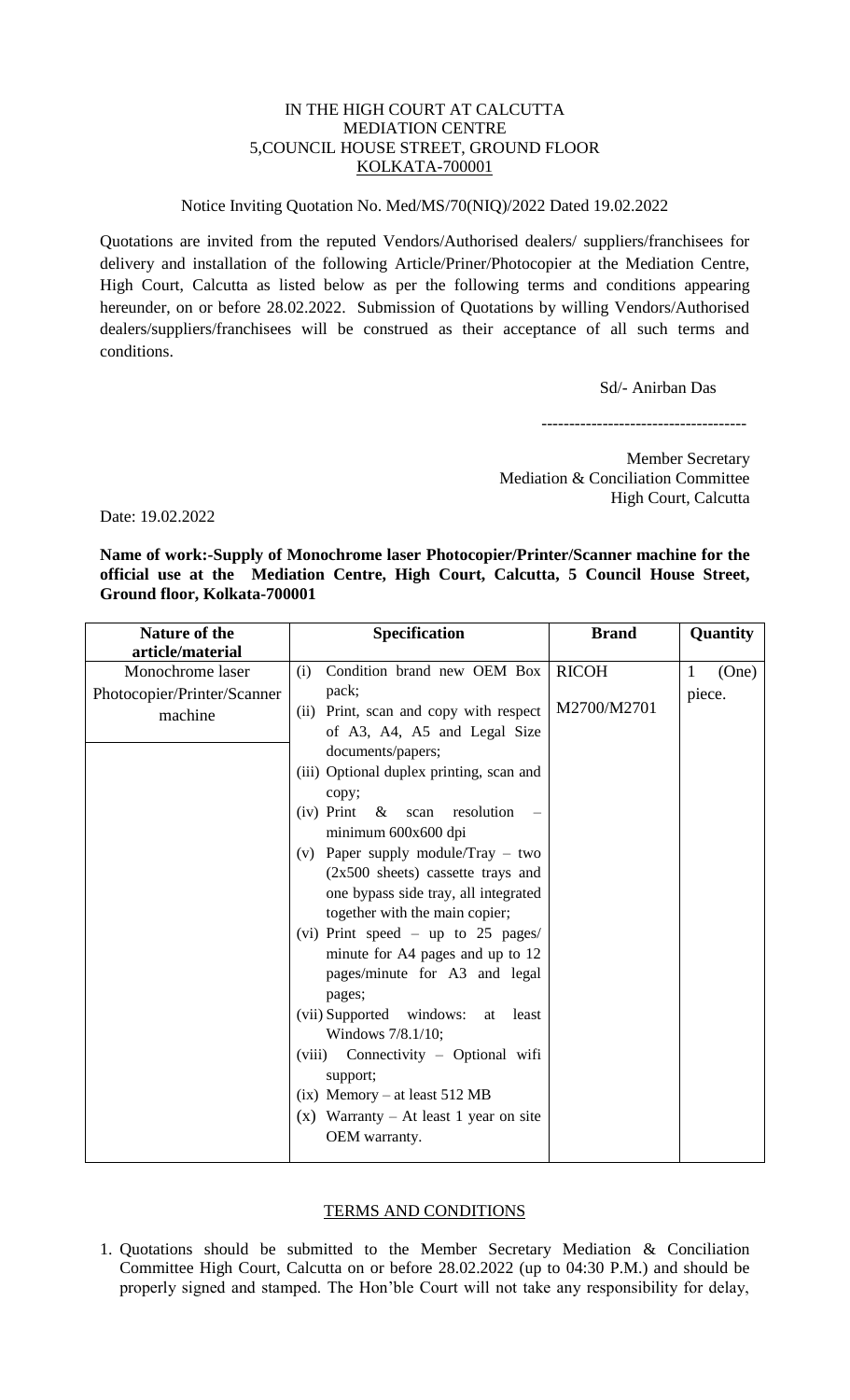IN THE HIGH COURT AT CALCUTTA
MEDIATION CENTRE
5,COUNCIL HOUSE STREET, GROUND FLOOR
KOLKATA-700001

Notice Inviting Quotation No. Med/MS/70(NIQ)/2022 Dated 19.02.2022

Quotations are invited from the reputed Vendors/Authorised dealers/ suppliers/franchisees for delivery and installation of the following Article/Priner/Photocopier at the Mediation Centre, High Court, Calcutta as listed below as per the following terms and conditions appearing hereunder, on or before 28.02.2022. Submission of Quotations by willing Vendors/Authorised dealers/suppliers/franchisees will be construed as their acceptance of all such terms and conditions.

Sd/- Anirban Das

-------------------------------------

Member Secretary
Mediation & Conciliation Committee
High Court, Calcutta

Date: 19.02.2022

**Name of work:-Supply of Monochrome laser Photocopier/Printer/Scanner machine for the official use at the Mediation Centre, High Court, Calcutta, 5 Council House Street, Ground floor, Kolkata-700001**

| Nature of the article/material | Specification | Brand | Quantity |
|---|---|---|---|
| Monochrome laser Photocopier/Printer/Scanner machine | (i) Condition brand new OEM Box pack;<br>(ii) Print, scan and copy with respect of A3, A4, A5 and Legal Size documents/papers;<br>(iii) Optional duplex printing, scan and copy;<br>(iv) Print & scan resolution – minimum 600x600 dpi<br>(v) Paper supply module/Tray – two (2x500 sheets) cassette trays and one bypass side tray, all integrated together with the main copier;<br>(vi) Print speed – up to 25 pages/ minute for A4 pages and up to 12 pages/minute for A3 and legal pages;<br>(vii) Supported windows: at least Windows 7/8.1/10;<br>(viii) Connectivity – Optional wifi support;<br>(ix) Memory – at least 512 MB<br>(x) Warranty – At least 1 year on site OEM warranty. | RICOH<br>M2700/M2701 | 1 (One) piece. |

TERMS AND CONDITIONS

1. Quotations should be submitted to the Member Secretary Mediation & Conciliation Committee High Court, Calcutta on or before 28.02.2022 (up to 04:30 P.M.) and should be properly signed and stamped. The Hon'ble Court will not take any responsibility for delay,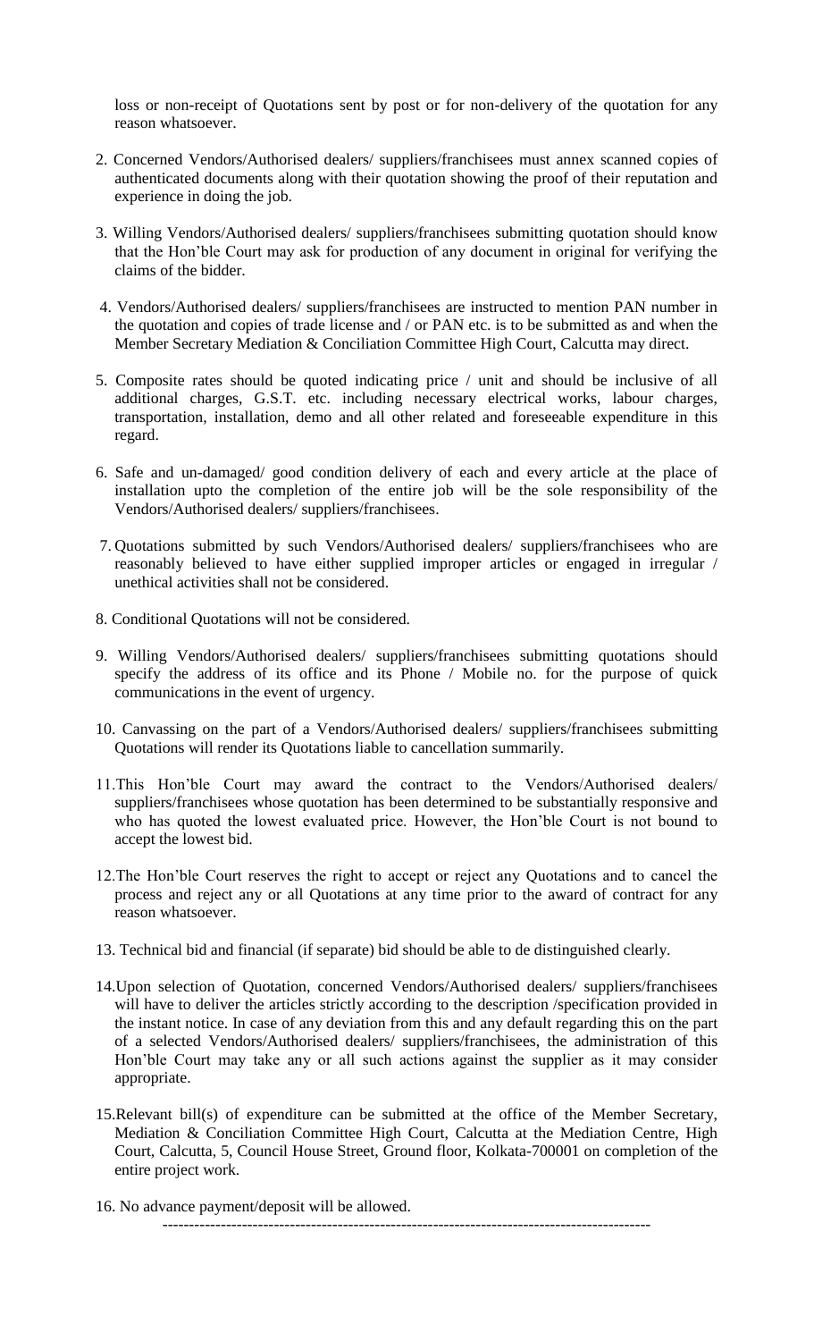loss or non-receipt of Quotations sent by post or for non-delivery of the quotation for any reason whatsoever.

2. Concerned Vendors/Authorised dealers/ suppliers/franchisees must annex scanned copies of authenticated documents along with their quotation showing the proof of their reputation and experience in doing the job.

3. Willing Vendors/Authorised dealers/ suppliers/franchisees submitting quotation should know that the Hon'ble Court may ask for production of any document in original for verifying the claims of the bidder.

4. Vendors/Authorised dealers/ suppliers/franchisees are instructed to mention PAN number in the quotation and copies of trade license and / or PAN etc. is to be submitted as and when the Member Secretary Mediation & Conciliation Committee High Court, Calcutta may direct.

5. Composite rates should be quoted indicating price / unit and should be inclusive of all additional charges, G.S.T. etc. including necessary electrical works, labour charges, transportation, installation, demo and all other related and foreseeable expenditure in this regard.

6. Safe and un-damaged/ good condition delivery of each and every article at the place of installation upto the completion of the entire job will be the sole responsibility of the Vendors/Authorised dealers/ suppliers/franchisees.

7. Quotations submitted by such Vendors/Authorised dealers/ suppliers/franchisees who are reasonably believed to have either supplied improper articles or engaged in irregular / unethical activities shall not be considered.

8. Conditional Quotations will not be considered.

9. Willing Vendors/Authorised dealers/ suppliers/franchisees submitting quotations should specify the address of its office and its Phone / Mobile no. for the purpose of quick communications in the event of urgency.

10. Canvassing on the part of a Vendors/Authorised dealers/ suppliers/franchisees submitting Quotations will render its Quotations liable to cancellation summarily.

11. This Hon'ble Court may award the contract to the Vendors/Authorised dealers/ suppliers/franchisees whose quotation has been determined to be substantially responsive and who has quoted the lowest evaluated price. However, the Hon'ble Court is not bound to accept the lowest bid.

12. The Hon'ble Court reserves the right to accept or reject any Quotations and to cancel the process and reject any or all Quotations at any time prior to the award of contract for any reason whatsoever.

13. Technical bid and financial (if separate) bid should be able to de distinguished clearly.

14. Upon selection of Quotation, concerned Vendors/Authorised dealers/ suppliers/franchisees will have to deliver the articles strictly according to the description /specification provided in the instant notice. In case of any deviation from this and any default regarding this on the part of a selected Vendors/Authorised dealers/ suppliers/franchisees, the administration of this Hon'ble Court may take any or all such actions against the supplier as it may consider appropriate.

15. Relevant bill(s) of expenditure can be submitted at the office of the Member Secretary, Mediation & Conciliation Committee High Court, Calcutta at the Mediation Centre, High Court, Calcutta, 5, Council House Street, Ground floor, Kolkata-700001 on completion of the entire project work.

16. No advance payment/deposit will be allowed.

---